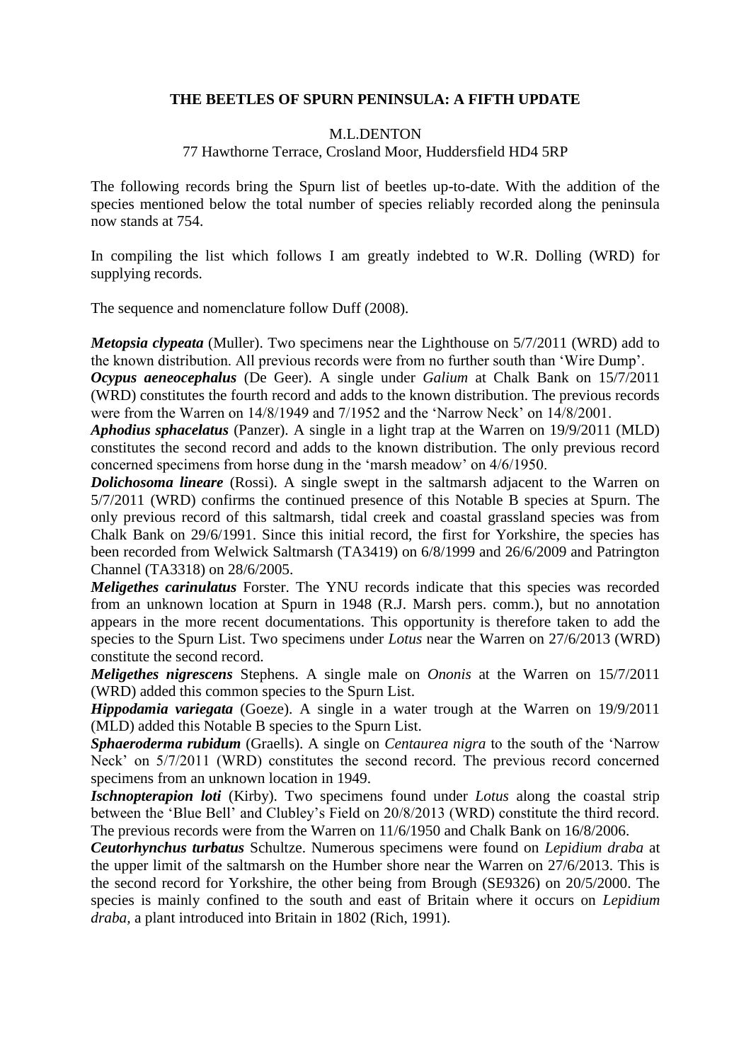# THE BEETLES OF SPURN PENINSULA: A FIFTH UPDATE

M.L.DENTON

77 Hawthorne Terrace, Crosland Moor, Huddersfield HD4 5RP

The following records bring the Spurn list of beetles up-to-date. With the addition of the species mentioned below the total number of species reliably recorded along the peninsula now stands at 754.

In compiling the list which follows I am greatly indebted to W.R. Dolling (WRD) for supplying records.

The sequence and nomenclature follow Duff (2008).

***Metopsia clypeata*** (Muller). Two specimens near the Lighthouse on 5/7/2011 (WRD) add to the known distribution. All previous records were from no further south than 'Wire Dump'.

***Ocypus aeneocephalus*** (De Geer). A single under *Galium* at Chalk Bank on 15/7/2011 (WRD) constitutes the fourth record and adds to the known distribution. The previous records were from the Warren on 14/8/1949 and 7/1952 and the 'Narrow Neck' on 14/8/2001.

***Aphodius sphacelatus*** (Panzer). A single in a light trap at the Warren on 19/9/2011 (MLD) constitutes the second record and adds to the known distribution. The only previous record concerned specimens from horse dung in the 'marsh meadow' on 4/6/1950.

***Dolichosoma lineare*** (Rossi). A single swept in the saltmarsh adjacent to the Warren on 5/7/2011 (WRD) confirms the continued presence of this Notable B species at Spurn. The only previous record of this saltmarsh, tidal creek and coastal grassland species was from Chalk Bank on 29/6/1991. Since this initial record, the first for Yorkshire, the species has been recorded from Welwick Saltmarsh (TA3419) on 6/8/1999 and 26/6/2009 and Patrington Channel (TA3318) on 28/6/2005.

***Meligethes carinulatus*** Forster. The YNU records indicate that this species was recorded from an unknown location at Spurn in 1948 (R.J. Marsh pers. comm.), but no annotation appears in the more recent documentations. This opportunity is therefore taken to add the species to the Spurn List. Two specimens under *Lotus* near the Warren on 27/6/2013 (WRD) constitute the second record.

***Meligethes nigrescens*** Stephens. A single male on *Ononis* at the Warren on 15/7/2011 (WRD) added this common species to the Spurn List.

***Hippodamia variegata*** (Goeze). A single in a water trough at the Warren on 19/9/2011 (MLD) added this Notable B species to the Spurn List.

***Sphaeroderma rubidum*** (Graells). A single on *Centaurea nigra* to the south of the 'Narrow Neck' on 5/7/2011 (WRD) constitutes the second record. The previous record concerned specimens from an unknown location in 1949.

***Ischnopterapion loti*** (Kirby). Two specimens found under *Lotus* along the coastal strip between the 'Blue Bell' and Clubley's Field on 20/8/2013 (WRD) constitute the third record. The previous records were from the Warren on 11/6/1950 and Chalk Bank on 16/8/2006.

***Ceutorhynchus turbatus*** Schultze. Numerous specimens were found on *Lepidium draba* at the upper limit of the saltmarsh on the Humber shore near the Warren on 27/6/2013. This is the second record for Yorkshire, the other being from Brough (SE9326) on 20/5/2000. The species is mainly confined to the south and east of Britain where it occurs on *Lepidium draba*, a plant introduced into Britain in 1802 (Rich, 1991).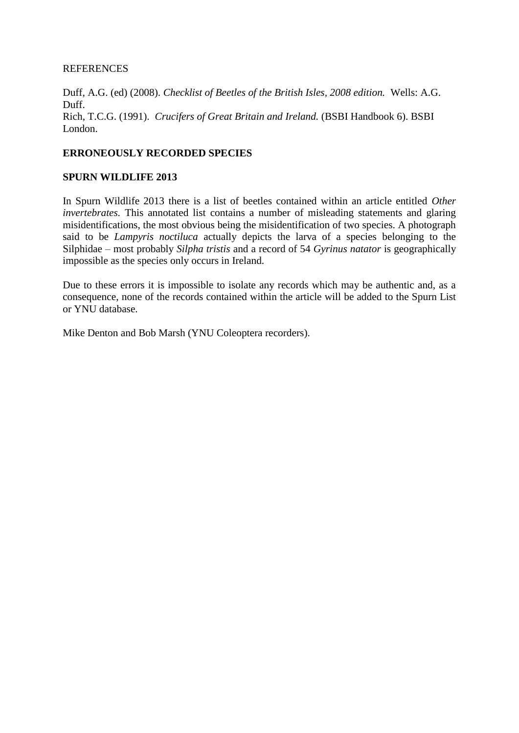REFERENCES

Duff, A.G. (ed) (2008). *Checklist of Beetles of the British Isles, 2008 edition.* Wells: A.G. Duff.
Rich, T.C.G. (1991). *Crucifers of Great Britain and Ireland.* (BSBI Handbook 6). BSBI London.

## ERRONEOUSLY RECORDED SPECIES

## SPURN WILDLIFE 2013

In Spurn Wildlife 2013 there is a list of beetles contained within an article entitled *Other invertebrates.* This annotated list contains a number of misleading statements and glaring misidentifications, the most obvious being the misidentification of two species. A photograph said to be *Lampyris noctiluca* actually depicts the larva of a species belonging to the Silphidae – most probably *Silpha tristis* and a record of 54 *Gyrinus natator* is geographically impossible as the species only occurs in Ireland.

Due to these errors it is impossible to isolate any records which may be authentic and, as a consequence, none of the records contained within the article will be added to the Spurn List or YNU database.

Mike Denton and Bob Marsh (YNU Coleoptera recorders).